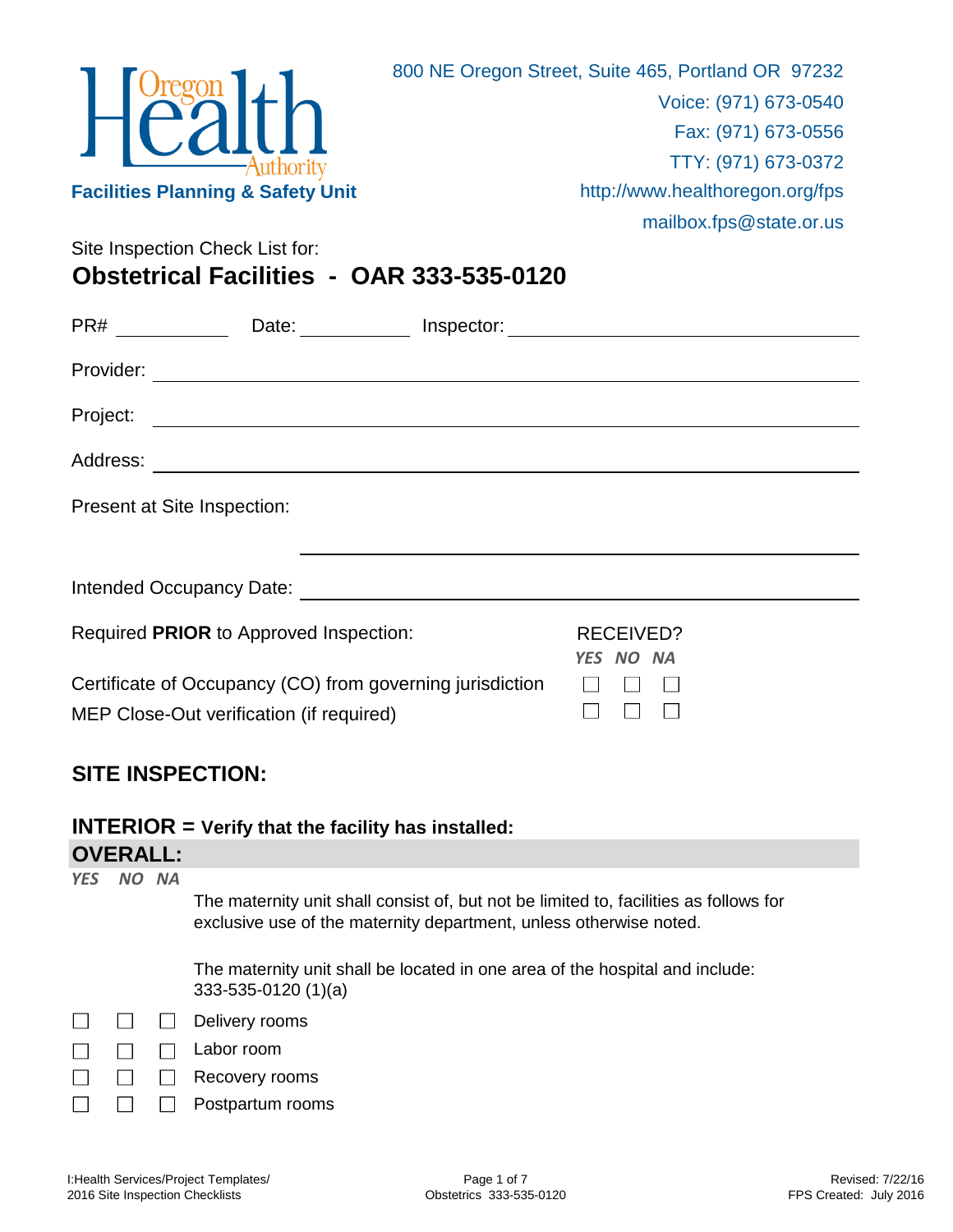Oregon Health Authority

**Facilities Planning & Safety Unit**

800 NE Oregon Street, Suite 465, Portland OR 97232
Voice: (971) 673-0540
Fax: (971) 673-0556
TTY: (971) 673-0372
http://www.healthoregon.org/fps
mailbox.fps@state.or.us

Site Inspection Check List for:

# Obstetrical Facilities - OAR 333-535-0120

PR# ____________ Date: ____________ Inspector: ______________________________

Provider: ______________________________________________

Project: ______________________________________________

Address: ______________________________________________

Present at Site Inspection: ______________________________________________

Intended Occupancy Date: ______________________________________________

| Required **PRIOR** to Approved Inspection: | RECEIVED? YES | NO | NA |
|---|---|---|---|
| Certificate of Occupancy (CO) from governing jurisdiction | ☐ | ☐ | ☐ |
| MEP Close-Out verification (if required) | ☐ | ☐ | ☐ |

## SITE INSPECTION:

### INTERIOR = Verify that the facility has installed:

### OVERALL:

| *YES* | *NO* | *NA* | |
|---|---|---|---|
| | | | The maternity unit shall consist of, but not be limited to, facilities as follows for exclusive use of the maternity department, unless otherwise noted. |
| | | | The maternity unit shall be located in one area of the hospital and include: 333-535-0120 (1)(a) |
| ☐ | ☐ | ☐ | Delivery rooms |
| ☐ | ☐ | ☐ | Labor room |
| ☐ | ☐ | ☐ | Recovery rooms |
| ☐ | ☐ | ☐ | Postpartum rooms |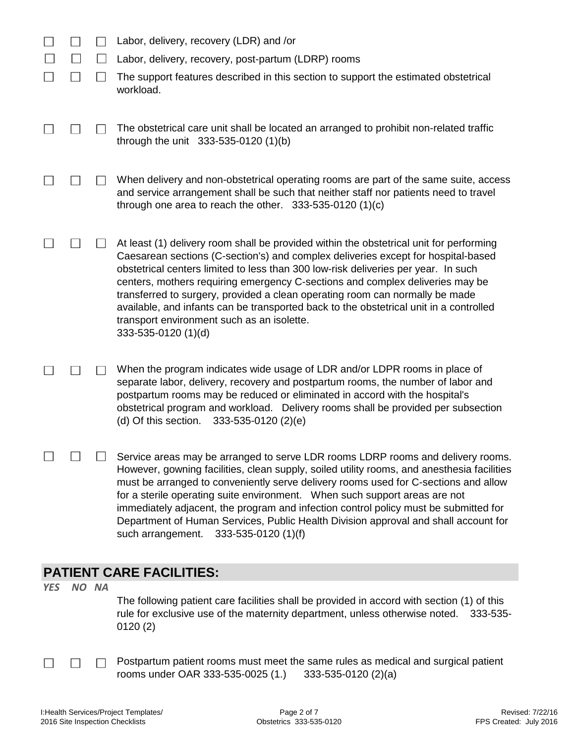| YES | NO | NA | |
|---|---|---|---|
| ☐ | ☐ | ☐ | Labor, delivery, recovery (LDR) and /or |
| ☐ | ☐ | ☐ | Labor, delivery, recovery, post-partum (LDRP) rooms |
| ☐ | ☐ | ☐ | The support features described in this section to support the estimated obstetrical workload. |
| ☐ | ☐ | ☐ | The obstetrical care unit shall be located an arranged to prohibit non-related traffic through the unit 333-535-0120 (1)(b) |
| ☐ | ☐ | ☐ | When delivery and non-obstetrical operating rooms are part of the same suite, access and service arrangement shall be such that neither staff nor patients need to travel through one area to reach the other. 333-535-0120 (1)(c) |
| ☐ | ☐ | ☐ | At least (1) delivery room shall be provided within the obstetrical unit for performing Caesarean sections (C-section's) and complex deliveries except for hospital-based obstetrical centers limited to less than 300 low-risk deliveries per year. In such centers, mothers requiring emergency C-sections and complex deliveries may be transferred to surgery, provided a clean operating room can normally be made available, and infants can be transported back to the obstetrical unit in a controlled transport environment such as an isolette. 333-535-0120 (1)(d) |
| ☐ | ☐ | ☐ | When the program indicates wide usage of LDR and/or LDPR rooms in place of separate labor, delivery, recovery and postpartum rooms, the number of labor and postpartum rooms may be reduced or eliminated in accord with the hospital's obstetrical program and workload. Delivery rooms shall be provided per subsection (d) Of this section. 333-535-0120 (2)(e) |
| ☐ | ☐ | ☐ | Service areas may be arranged to serve LDR rooms LDRP rooms and delivery rooms. However, gowning facilities, clean supply, soiled utility rooms, and anesthesia facilities must be arranged to conveniently serve delivery rooms used for C-sections and allow for a sterile operating suite environment. When such support areas are not immediately adjacent, the program and infection control policy must be submitted for Department of Human Services, Public Health Division approval and shall account for such arrangement. 333-535-0120 (1)(f) |

## PATIENT CARE FACILITIES:

| YES | NO | NA | |
|---|---|---|---|
| | | | The following patient care facilities shall be provided in accord with section (1) of this rule for exclusive use of the maternity department, unless otherwise noted. 333-535-0120 (2) |
| ☐ | ☐ | ☐ | Postpartum patient rooms must meet the same rules as medical and surgical patient rooms under OAR 333-535-0025 (1.) 333-535-0120 (2)(a) |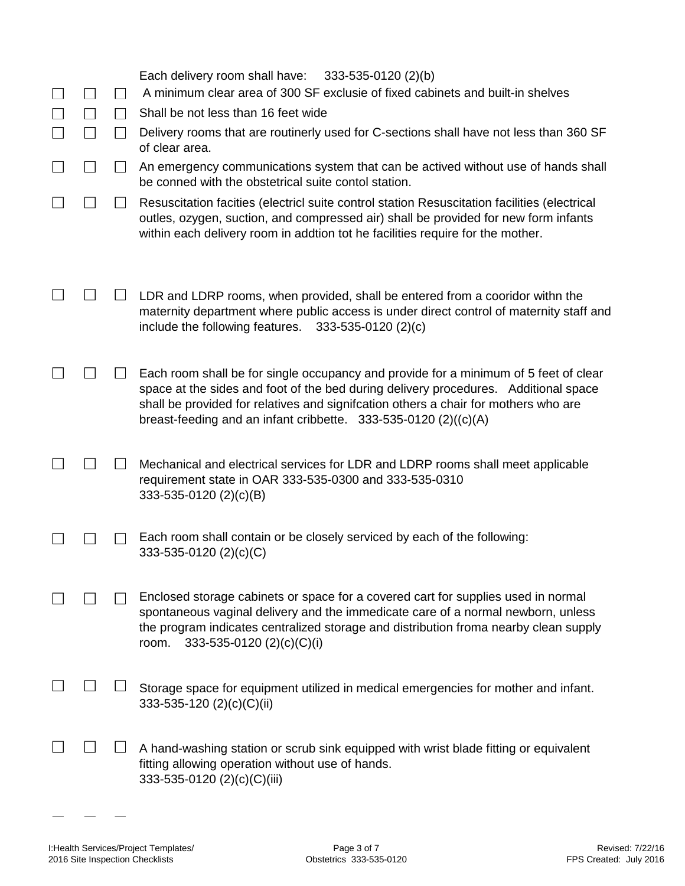| | | | |
|---|---|---|---|
| | | | Each delivery room shall have: 333-535-0120 (2)(b) |
| ☐ | ☐ | ☐ | A minimum clear area of 300 SF exclusie of fixed cabinets and built-in shelves |
| ☐ | ☐ | ☐ | Shall be not less than 16 feet wide |
| ☐ | ☐ | ☐ | Delivery rooms that are routinerly used for C-sections shall have not less than 360 SF of clear area. |
| ☐ | ☐ | ☐ | An emergency communications system that can be actived without use of hands shall be conned with the obstetrical suite contol station. |
| ☐ | ☐ | ☐ | Resuscitation facities (electricl suite control station Resuscitation facilities (electrical outles, ozygen, suction, and compressed air) shall be provided for new form infants within each delivery room in addtion tot he facilities require for the mother. |
| ☐ | ☐ | ☐ | LDR and LDRP rooms, when provided, shall be entered from a cooridor withn the maternity department where public access is under direct control of maternity staff and include the following features. 333-535-0120 (2)(c) |
| ☐ | ☐ | ☐ | Each room shall be for single occupancy and provide for a minimum of 5 feet of clear space at the sides and foot of the bed during delivery procedures. Additional space shall be provided for relatives and signifcation others a chair for mothers who are breast-feeding and an infant cribbette. 333-535-0120 (2)((c)(A) |
| ☐ | ☐ | ☐ | Mechanical and electrical services for LDR and LDRP rooms shall meet applicable requirement state in OAR 333-535-0300 and 333-535-0310 333-535-0120 (2)(c)(B) |
| ☐ | ☐ | ☐ | Each room shall contain or be closely serviced by each of the following: 333-535-0120 (2)(c)(C) |
| ☐ | ☐ | ☐ | Enclosed storage cabinets or space for a covered cart for supplies used in normal spontaneous vaginal delivery and the immedicate care of a normal newborn, unless the program indicates centralized storage and distribution froma nearby clean supply room. 333-535-0120 (2)(c)(C)(i) |
| ☐ | ☐ | ☐ | Storage space for equipment utilized in medical emergencies for mother and infant. 333-535-120 (2)(c)(C)(ii) |
| ☐ | ☐ | ☐ | A hand-washing station or scrub sink equipped with wrist blade fitting or equivalent fitting allowing operation without use of hands. 333-535-0120 (2)(c)(C)(iii) |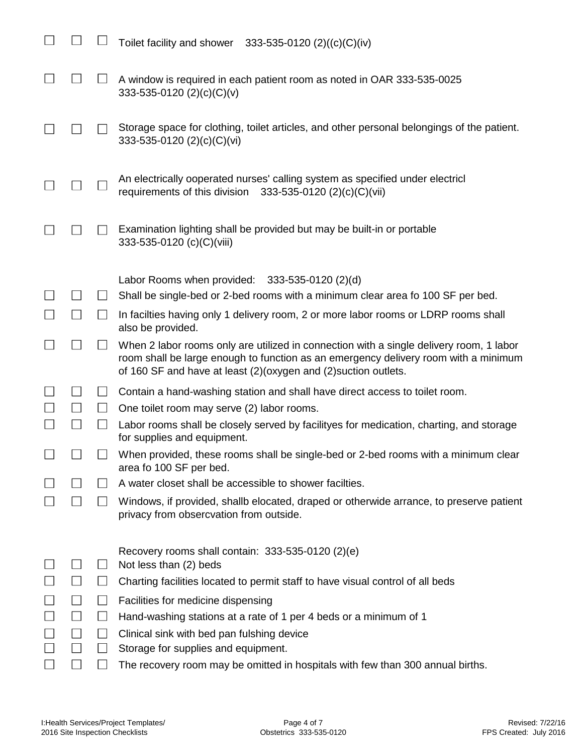☐ ☐ ☐ Toilet facility and shower 333-535-0120 (2)((c)(C)(iv)

☐ ☐ ☐ A window is required in each patient room as noted in OAR 333-535-0025 333-535-0120 (2)(c)(C)(v)

☐ ☐ ☐ Storage space for clothing, toilet articles, and other personal belongings of the patient. 333-535-0120 (2)(c)(C)(vi)

☐ ☐ ☐ An electrically ooperated nurses' calling system as specified under electricl requirements of this division 333-535-0120 (2)(c)(C)(vii)

☐ ☐ ☐ Examination lighting shall be provided but may be built-in or portable 333-535-0120 (c)(C)(viii)

Labor Rooms when provided: 333-535-0120 (2)(d)

☐ ☐ ☐ Shall be single-bed or 2-bed rooms with a minimum clear area fo 100 SF per bed.

☐ ☐ ☐ In facilties having only 1 delivery room, 2 or more labor rooms or LDRP rooms shall also be provided.

☐ ☐ ☐ When 2 labor rooms only are utilized in connection with a single delivery room, 1 labor room shall be large enough to function as an emergency delivery room with a minimum of 160 SF and have at least (2)(oxygen and (2)suction outlets.

☐ ☐ ☐ Contain a hand-washing station and shall have direct access to toilet room.

☐ ☐ ☐ One toilet room may serve (2) labor rooms.

☐ ☐ ☐ Labor rooms shall be closely served by facilityes for medication, charting, and storage for supplies and equipment.

☐ ☐ ☐ When provided, these rooms shall be single-bed or 2-bed rooms with a minimum clear area fo 100 SF per bed.

☐ ☐ ☐ A water closet shall be accessible to shower facilties.

☐ ☐ ☐ Windows, if provided, shallb elocated, draped or otherwide arrance, to preserve patient privacy from obsercvation from outside.

Recovery rooms shall contain: 333-535-0120 (2)(e)

☐ ☐ ☐ Not less than (2) beds

☐ ☐ ☐ Charting facilities located to permit staff to have visual control of all beds

☐ ☐ ☐ Facilities for medicine dispensing

☐ ☐ ☐ Hand-washing stations at a rate of 1 per 4 beds or a minimum of 1

☐ ☐ ☐ Clinical sink with bed pan fulshing device

☐ ☐ ☐ Storage for supplies and equipment.

☐ ☐ ☐ The recovery room may be omitted in hospitals with few than 300 annual births.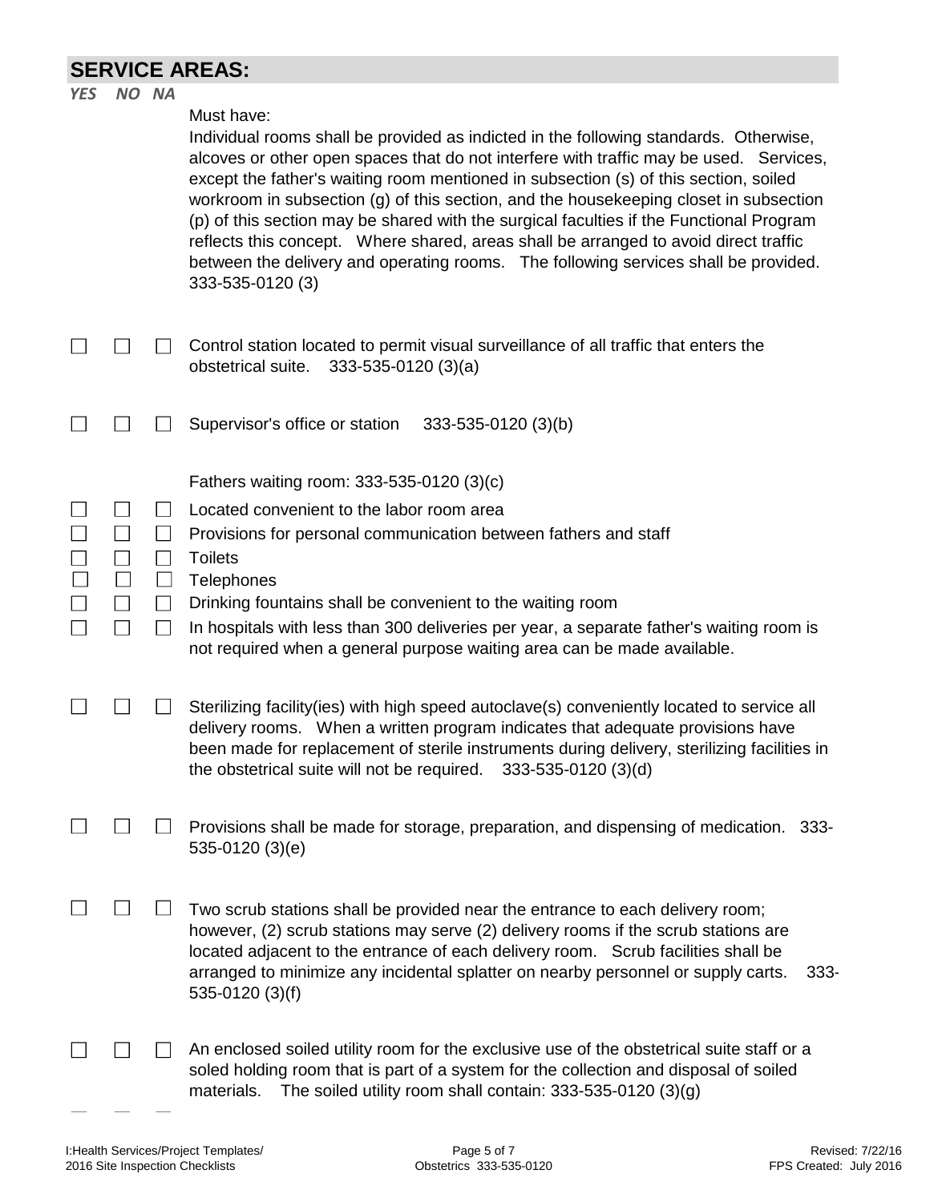## SERVICE AREAS:

*YES NO NA*

Must have:

Individual rooms shall be provided as indicted in the following standards. Otherwise, alcoves or other open spaces that do not interfere with traffic may be used. Services, except the father's waiting room mentioned in subsection (s) of this section, soiled workroom in subsection (g) of this section, and the housekeeping closet in subsection (p) of this section may be shared with the surgical faculties if the Functional Program reflects this concept. Where shared, areas shall be arranged to avoid direct traffic between the delivery and operating rooms. The following services shall be provided. 333-535-0120 (3)

☐ ☐ ☐ Control station located to permit visual surveillance of all traffic that enters the obstetrical suite. 333-535-0120 (3)(a)

☐ ☐ ☐ Supervisor's office or station 333-535-0120 (3)(b)

Fathers waiting room: 333-535-0120 (3)(c)

☐ ☐ ☐ Located convenient to the labor room area

☐ ☐ ☐ Provisions for personal communication between fathers and staff

☐ ☐ ☐ Toilets

☐ ☐ ☐ Telephones

☐ ☐ ☐ Drinking fountains shall be convenient to the waiting room

☐ ☐ ☐ In hospitals with less than 300 deliveries per year, a separate father's waiting room is not required when a general purpose waiting area can be made available.

☐ ☐ ☐ Sterilizing facility(ies) with high speed autoclave(s) conveniently located to service all delivery rooms. When a written program indicates that adequate provisions have been made for replacement of sterile instruments during delivery, sterilizing facilities in the obstetrical suite will not be required. 333-535-0120 (3)(d)

☐ ☐ ☐ Provisions shall be made for storage, preparation, and dispensing of medication. 333-535-0120 (3)(e)

☐ ☐ ☐ Two scrub stations shall be provided near the entrance to each delivery room; however, (2) scrub stations may serve (2) delivery rooms if the scrub stations are located adjacent to the entrance of each delivery room. Scrub facilities shall be arranged to minimize any incidental splatter on nearby personnel or supply carts. 333-535-0120 (3)(f)

☐ ☐ ☐ An enclosed soiled utility room for the exclusive use of the obstetrical suite staff or a soled holding room that is part of a system for the collection and disposal of soiled materials. The soiled utility room shall contain: 333-535-0120 (3)(g)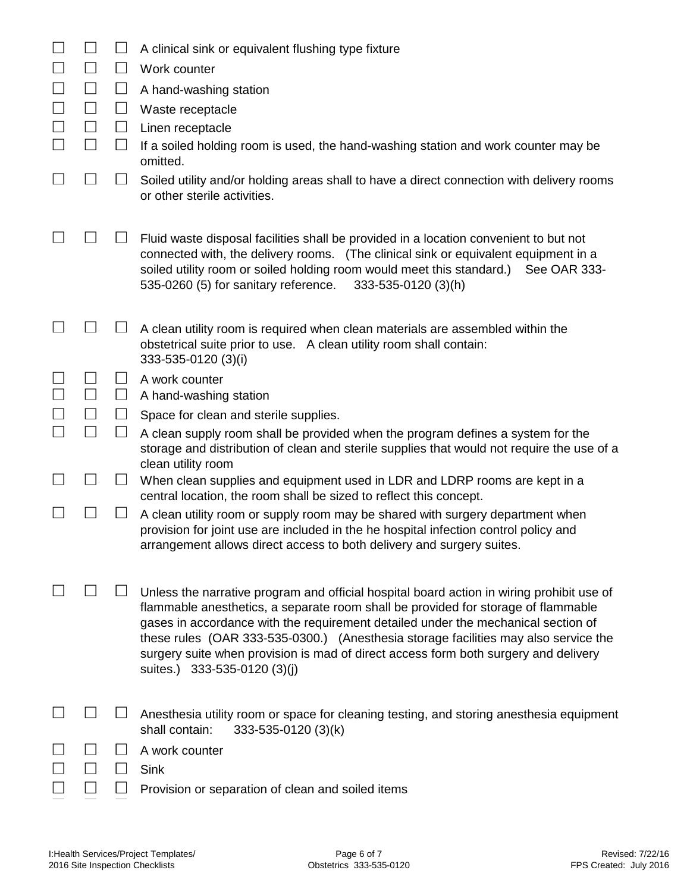☐ ☐ ☐ A clinical sink or equivalent flushing type fixture

☐ ☐ ☐ Work counter

☐ ☐ ☐ A hand-washing station

☐ ☐ ☐ Waste receptacle

☐ ☐ ☐ Linen receptacle

☐ ☐ ☐ If a soiled holding room is used, the hand-washing station and work counter may be omitted.

☐ ☐ ☐ Soiled utility and/or holding areas shall to have a direct connection with delivery rooms or other sterile activities.

☐ ☐ ☐ Fluid waste disposal facilities shall be provided in a location convenient to but not connected with, the delivery rooms. (The clinical sink or equivalent equipment in a soiled utility room or soiled holding room would meet this standard.) See OAR 333-535-0260 (5) for sanitary reference. 333-535-0120 (3)(h)

☐ ☐ ☐ A clean utility room is required when clean materials are assembled within the obstetrical suite prior to use. A clean utility room shall contain: 333-535-0120 (3)(i)

☐ ☐ ☐ A work counter

☐ ☐ ☐ A hand-washing station

☐ ☐ ☐ Space for clean and sterile supplies.

☐ ☐ ☐ A clean supply room shall be provided when the program defines a system for the storage and distribution of clean and sterile supplies that would not require the use of a clean utility room

☐ ☐ ☐ When clean supplies and equipment used in LDR and LDRP rooms are kept in a central location, the room shall be sized to reflect this concept.

☐ ☐ ☐ A clean utility room or supply room may be shared with surgery department when provision for joint use are included in the he hospital infection control policy and arrangement allows direct access to both delivery and surgery suites.

☐ ☐ ☐ Unless the narrative program and official hospital board action in wiring prohibit use of flammable anesthetics, a separate room shall be provided for storage of flammable gases in accordance with the requirement detailed under the mechanical section of these rules (OAR 333-535-0300.) (Anesthesia storage facilities may also service the surgery suite when provision is mad of direct access form both surgery and delivery suites.) 333-535-0120 (3)(j)

☐ ☐ ☐ Anesthesia utility room or space for cleaning testing, and storing anesthesia equipment shall contain: 333-535-0120 (3)(k)

☐ ☐ ☐ A work counter

☐ ☐ ☐ Sink

☐ ☐ ☐ Provision or separation of clean and soiled items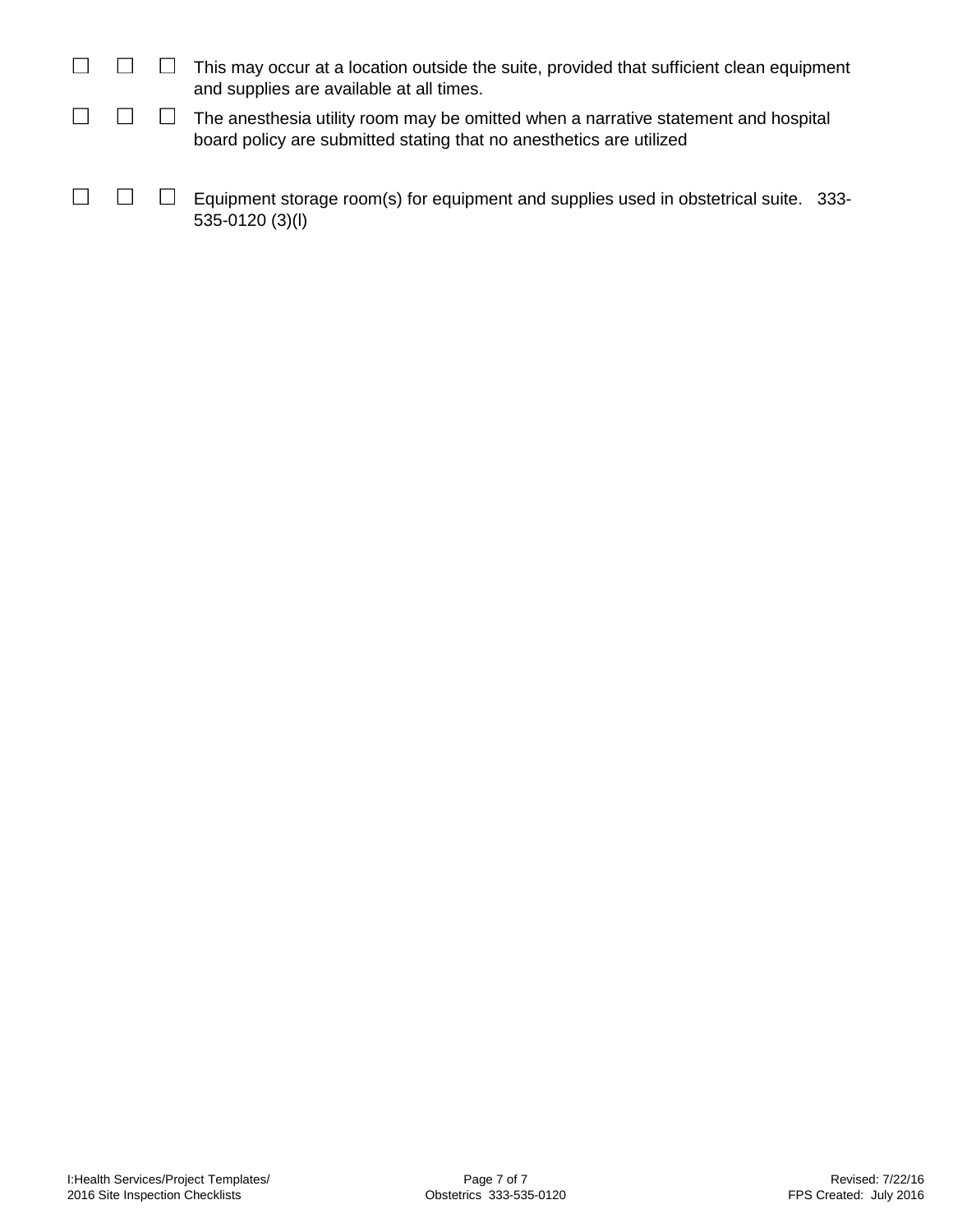| | | | |
|---|---|---|---|
| ☐ | ☐ | ☐ | This may occur at a location outside the suite, provided that sufficient clean equipment and supplies are available at all times. |
| ☐ | ☐ | ☐ | The anesthesia utility room may be omitted when a narrative statement and hospital board policy are submitted stating that no anesthetics are utilized |
| ☐ | ☐ | ☐ | Equipment storage room(s) for equipment and supplies used in obstetrical suite. 333-535-0120 (3)(l) |